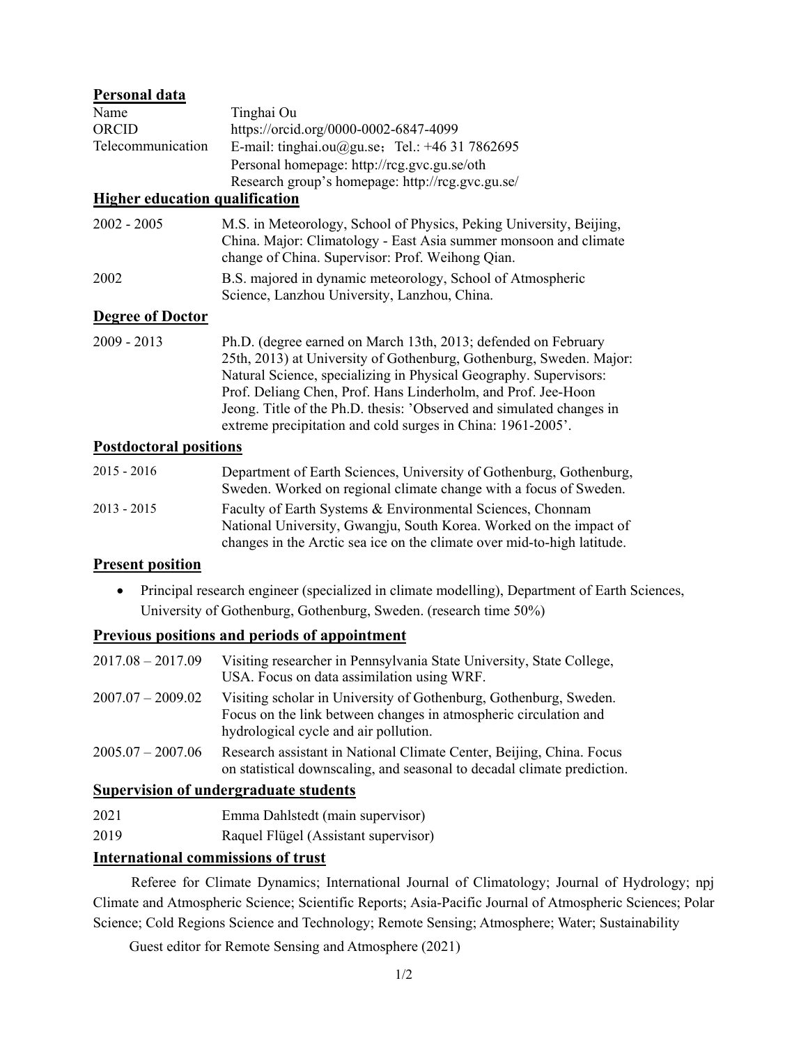## Personal data

| | |
|---|---|
| Name | Tinghai Ou |
| ORCID | https://orcid.org/0000-0002-6847-4099 |
| Telecommunication | E-mail: tinghai.ou@gu.se；Tel.: +46 31 7862695 |
| | Personal homepage: http://rcg.gvc.gu.se/oth |
| | Research group's homepage: http://rcg.gvc.gu.se/ |

## Higher education qualification

| | |
|---|---|
| 2002 - 2005 | M.S. in Meteorology, School of Physics, Peking University, Beijing, China. Major: Climatology - East Asia summer monsoon and climate change of China. Supervisor: Prof. Weihong Qian. |
| 2002 | B.S. majored in dynamic meteorology, School of Atmospheric Science, Lanzhou University, Lanzhou, China. |

## Degree of Doctor

| | |
|---|---|
| 2009 - 2013 | Ph.D. (degree earned on March 13th, 2013; defended on February 25th, 2013) at University of Gothenburg, Gothenburg, Sweden. Major: Natural Science, specializing in Physical Geography. Supervisors: Prof. Deliang Chen, Prof. Hans Linderholm, and Prof. Jee-Hoon Jeong. Title of the Ph.D. thesis: 'Observed and simulated changes in extreme precipitation and cold surges in China: 1961-2005'. |

## Postdoctoral positions

| | |
|---|---|
| 2015 - 2016 | Department of Earth Sciences, University of Gothenburg, Gothenburg, Sweden. Worked on regional climate change with a focus of Sweden. |
| 2013 - 2015 | Faculty of Earth Systems & Environmental Sciences, Chonnam National University, Gwangju, South Korea. Worked on the impact of changes in the Arctic sea ice on the climate over mid-to-high latitude. |

## Present position

- Principal research engineer (specialized in climate modelling), Department of Earth Sciences, University of Gothenburg, Gothenburg, Sweden. (research time 50%)

## Previous positions and periods of appointment

| | |
|---|---|
| 2017.08 – 2017.09 | Visiting researcher in Pennsylvania State University, State College, USA. Focus on data assimilation using WRF. |
| 2007.07 – 2009.02 | Visiting scholar in University of Gothenburg, Gothenburg, Sweden. Focus on the link between changes in atmospheric circulation and hydrological cycle and air pollution. |
| 2005.07 – 2007.06 | Research assistant in National Climate Center, Beijing, China. Focus on statistical downscaling, and seasonal to decadal climate prediction. |

## Supervision of undergraduate students

| | |
|---|---|
| 2021 | Emma Dahlstedt (main supervisor) |
| 2019 | Raquel Flügel (Assistant supervisor) |

## International commissions of trust

Referee for Climate Dynamics; International Journal of Climatology; Journal of Hydrology; npj Climate and Atmospheric Science; Scientific Reports; Asia-Pacific Journal of Atmospheric Sciences; Polar Science; Cold Regions Science and Technology; Remote Sensing; Atmosphere; Water; Sustainability

Guest editor for Remote Sensing and Atmosphere (2021)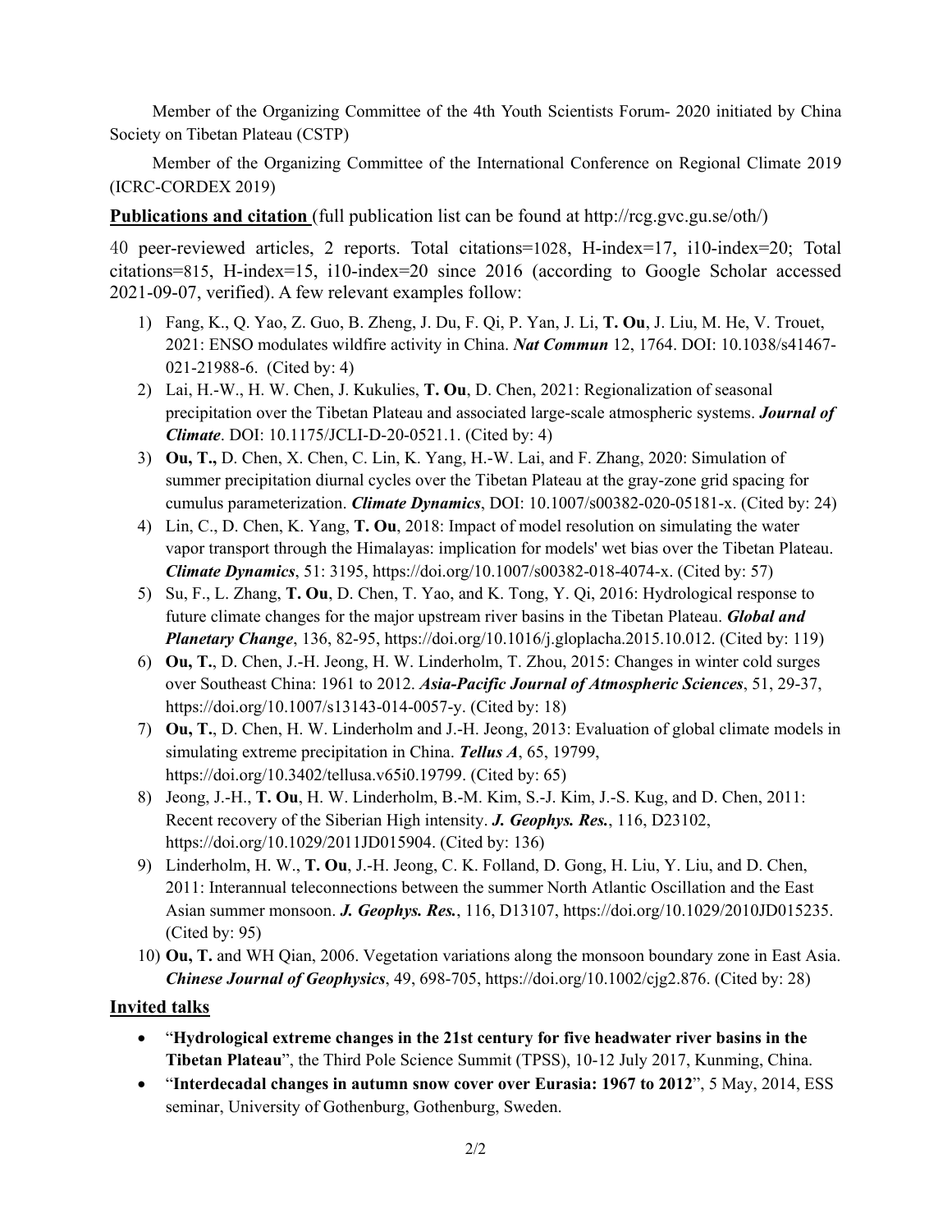Member of the Organizing Committee of the 4th Youth Scientists Forum- 2020 initiated by China Society on Tibetan Plateau (CSTP)

Member of the Organizing Committee of the International Conference on Regional Climate 2019 (ICRC-CORDEX 2019)

**Publications and citation** (full publication list can be found at http://rcg.gvc.gu.se/oth/)

40 peer-reviewed articles, 2 reports. Total citations=1028, H-index=17, i10-index=20; Total citations=815, H-index=15, i10-index=20 since 2016 (according to Google Scholar accessed 2021-09-07, verified). A few relevant examples follow:

1) Fang, K., Q. Yao, Z. Guo, B. Zheng, J. Du, F. Qi, P. Yan, J. Li, **T. Ou**, J. Liu, M. He, V. Trouet, 2021: ENSO modulates wildfire activity in China. ***Nat Commun*** 12, 1764. DOI: 10.1038/s41467-021-21988-6. (Cited by: 4)
2) Lai, H.-W., H. W. Chen, J. Kukulies, **T. Ou**, D. Chen, 2021: Regionalization of seasonal precipitation over the Tibetan Plateau and associated large-scale atmospheric systems. ***Journal of Climate***. DOI: 10.1175/JCLI-D-20-0521.1. (Cited by: 4)
3) **Ou, T.,** D. Chen, X. Chen, C. Lin, K. Yang, H.-W. Lai, and F. Zhang, 2020: Simulation of summer precipitation diurnal cycles over the Tibetan Plateau at the gray-zone grid spacing for cumulus parameterization. ***Climate Dynamics***, DOI: 10.1007/s00382-020-05181-x. (Cited by: 24)
4) Lin, C., D. Chen, K. Yang, **T. Ou**, 2018: Impact of model resolution on simulating the water vapor transport through the Himalayas: implication for models' wet bias over the Tibetan Plateau. ***Climate Dynamics***, 51: 3195, https://doi.org/10.1007/s00382-018-4074-x. (Cited by: 57)
5) Su, F., L. Zhang, **T. Ou**, D. Chen, T. Yao, and K. Tong, Y. Qi, 2016: Hydrological response to future climate changes for the major upstream river basins in the Tibetan Plateau. ***Global and Planetary Change***, 136, 82-95, https://doi.org/10.1016/j.gloplacha.2015.10.012. (Cited by: 119)
6) **Ou, T.**, D. Chen, J.-H. Jeong, H. W. Linderholm, T. Zhou, 2015: Changes in winter cold surges over Southeast China: 1961 to 2012. ***Asia-Pacific Journal of Atmospheric Sciences***, 51, 29-37, https://doi.org/10.1007/s13143-014-0057-y. (Cited by: 18)
7) **Ou, T.**, D. Chen, H. W. Linderholm and J.-H. Jeong, 2013: Evaluation of global climate models in simulating extreme precipitation in China. ***Tellus A***, 65, 19799, https://doi.org/10.3402/tellusa.v65i0.19799. (Cited by: 65)
8) Jeong, J.-H., **T. Ou**, H. W. Linderholm, B.-M. Kim, S.-J. Kim, J.-S. Kug, and D. Chen, 2011: Recent recovery of the Siberian High intensity. ***J. Geophys. Res.***, 116, D23102, https://doi.org/10.1029/2011JD015904. (Cited by: 136)
9) Linderholm, H. W., **T. Ou**, J.-H. Jeong, C. K. Folland, D. Gong, H. Liu, Y. Liu, and D. Chen, 2011: Interannual teleconnections between the summer North Atlantic Oscillation and the East Asian summer monsoon. ***J. Geophys. Res.***, 116, D13107, https://doi.org/10.1029/2010JD015235. (Cited by: 95)
10) **Ou, T.** and WH Qian, 2006. Vegetation variations along the monsoon boundary zone in East Asia. ***Chinese Journal of Geophysics***, 49, 698-705, https://doi.org/10.1002/cjg2.876. (Cited by: 28)

**Invited talks**

- "**Hydrological extreme changes in the 21st century for five headwater river basins in the Tibetan Plateau**", the Third Pole Science Summit (TPSS), 10-12 July 2017, Kunming, China.
- "**Interdecadal changes in autumn snow cover over Eurasia: 1967 to 2012**", 5 May, 2014, ESS seminar, University of Gothenburg, Gothenburg, Sweden.